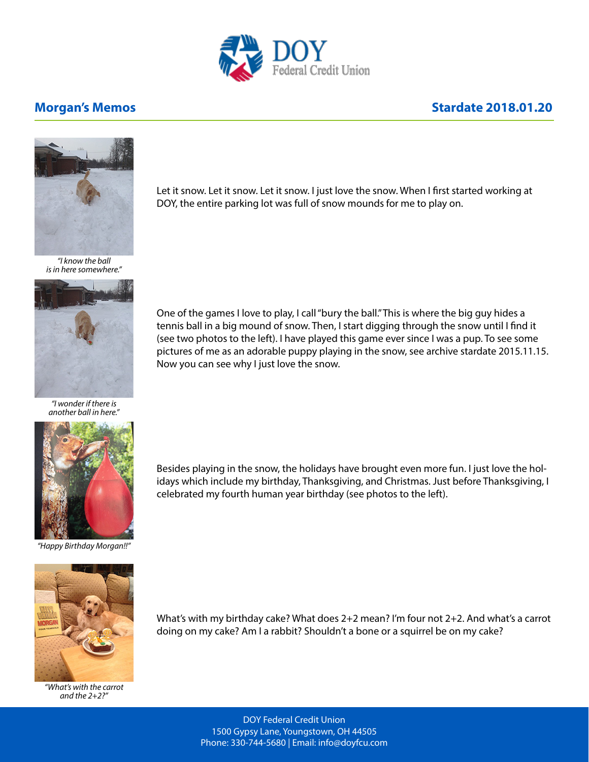DOY Federal Credit Union

## Morgan's Memos

## Stardate 2018.01.20

*"I know the ball is in here somewhere."*

Let it snow. Let it snow. Let it snow. I just love the snow. When I first started working at DOY, the entire parking lot was full of snow mounds for me to play on.

*"I wonder if there is another ball in here."*

One of the games I love to play, I call "bury the ball." This is where the big guy hides a tennis ball in a big mound of snow. Then, I start digging through the snow until I find it (see two photos to the left). I have played this game ever since I was a pup. To see some pictures of me as an adorable puppy playing in the snow, see archive stardate 2015.11.15. Now you can see why I just love the snow.

*"Happy Birthday Morgan!!"*

Besides playing in the snow, the holidays have brought even more fun. I just love the holidays which include my birthday, Thanksgiving, and Christmas. Just before Thanksgiving, I celebrated my fourth human year birthday (see photos to the left).

*"What's with the carrot and the 2+2?"*

What's with my birthday cake? What does 2+2 mean? I'm four not 2+2. And what's a carrot doing on my cake? Am I a rabbit? Shouldn't a bone or a squirrel be on my cake?

DOY Federal Credit Union
1500 Gypsy Lane, Youngstown, OH 44505
Phone: 330-744-5680 | Email: info@doyfcu.com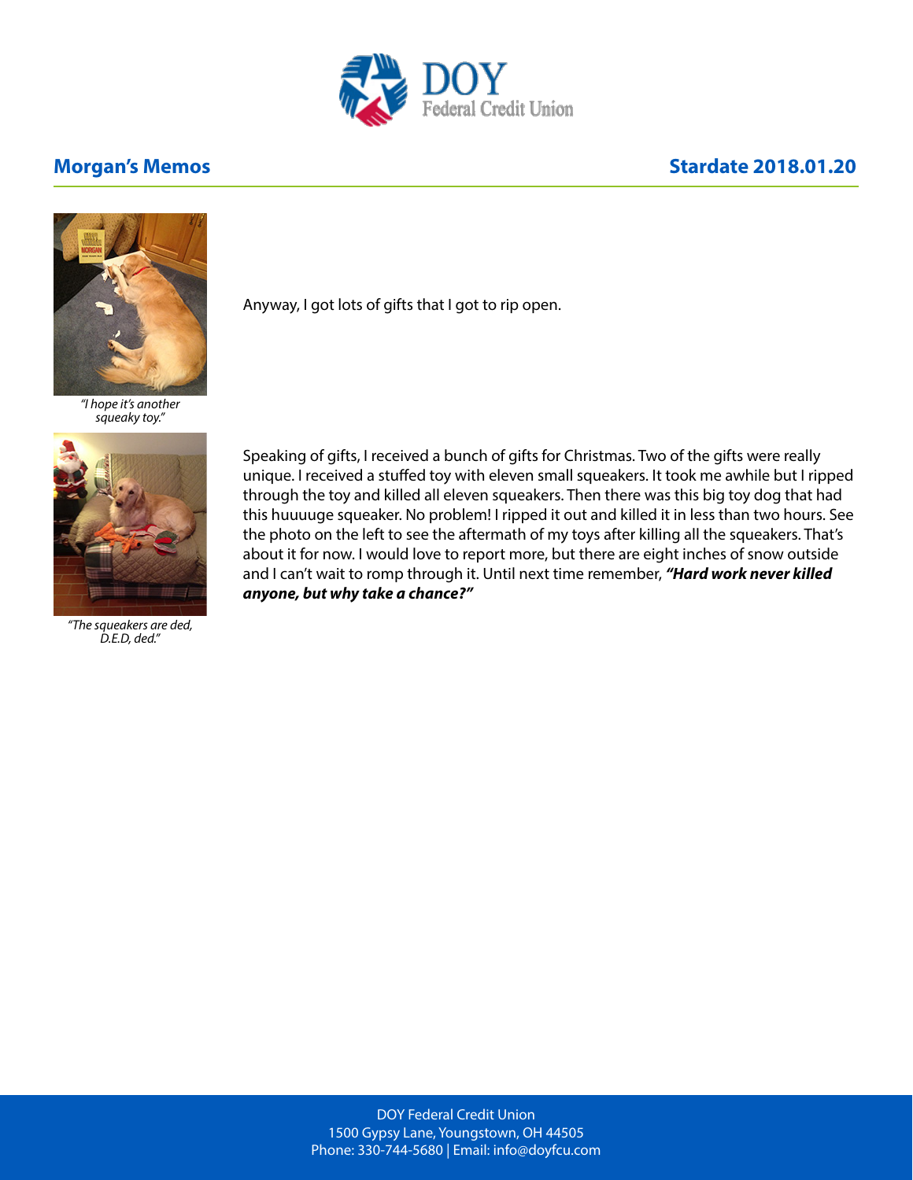## Morgan's Memos

## Stardate 2018.01.20

"I hope it's another squeaky toy."

Anyway, I got lots of gifts that I got to rip open.

"The squeakers are ded, D.E.D, ded."

Speaking of gifts, I received a bunch of gifts for Christmas. Two of the gifts were really unique. I received a stuffed toy with eleven small squeakers. It took me awhile but I ripped through the toy and killed all eleven squeakers. Then there was this big toy dog that had this huuuuge squeaker. No problem! I ripped it out and killed it in less than two hours. See the photo on the left to see the aftermath of my toys after killing all the squeakers. That's about it for now. I would love to report more, but there are eight inches of snow outside and I can't wait to romp through it. Until next time remember, ***"Hard work never killed anyone, but why take a chance?"***

DOY Federal Credit Union
1500 Gypsy Lane, Youngstown, OH 44505
Phone: 330-744-5680 | Email: info@doyfcu.com